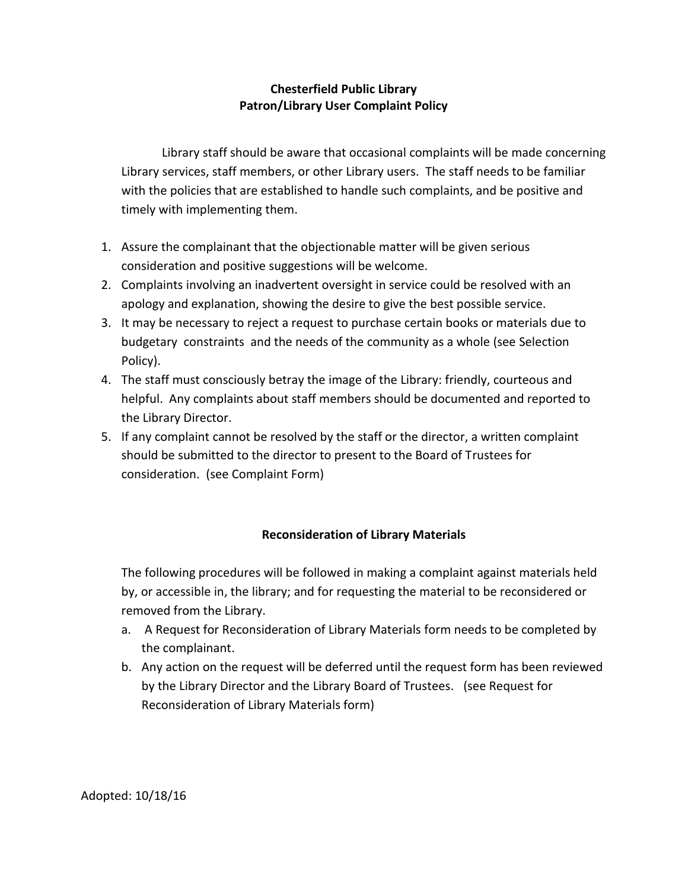# Chesterfield Public Library
## Patron/Library User Complaint Policy

Library staff should be aware that occasional complaints will be made concerning Library services, staff members, or other Library users. The staff needs to be familiar with the policies that are established to handle such complaints, and be positive and timely with implementing them.

1. Assure the complainant that the objectionable matter will be given serious consideration and positive suggestions will be welcome.
2. Complaints involving an inadvertent oversight in service could be resolved with an apology and explanation, showing the desire to give the best possible service.
3. It may be necessary to reject a request to purchase certain books or materials due to budgetary constraints and the needs of the community as a whole (see Selection Policy).
4. The staff must consciously betray the image of the Library: friendly, courteous and helpful. Any complaints about staff members should be documented and reported to the Library Director.
5. If any complaint cannot be resolved by the staff or the director, a written complaint should be submitted to the director to present to the Board of Trustees for consideration. (see Complaint Form)

## Reconsideration of Library Materials

The following procedures will be followed in making a complaint against materials held by, or accessible in, the library; and for requesting the material to be reconsidered or removed from the Library.

a. A Request for Reconsideration of Library Materials form needs to be completed by the complainant.
b. Any action on the request will be deferred until the request form has been reviewed by the Library Director and the Library Board of Trustees. (see Request for Reconsideration of Library Materials form)

Adopted: 10/18/16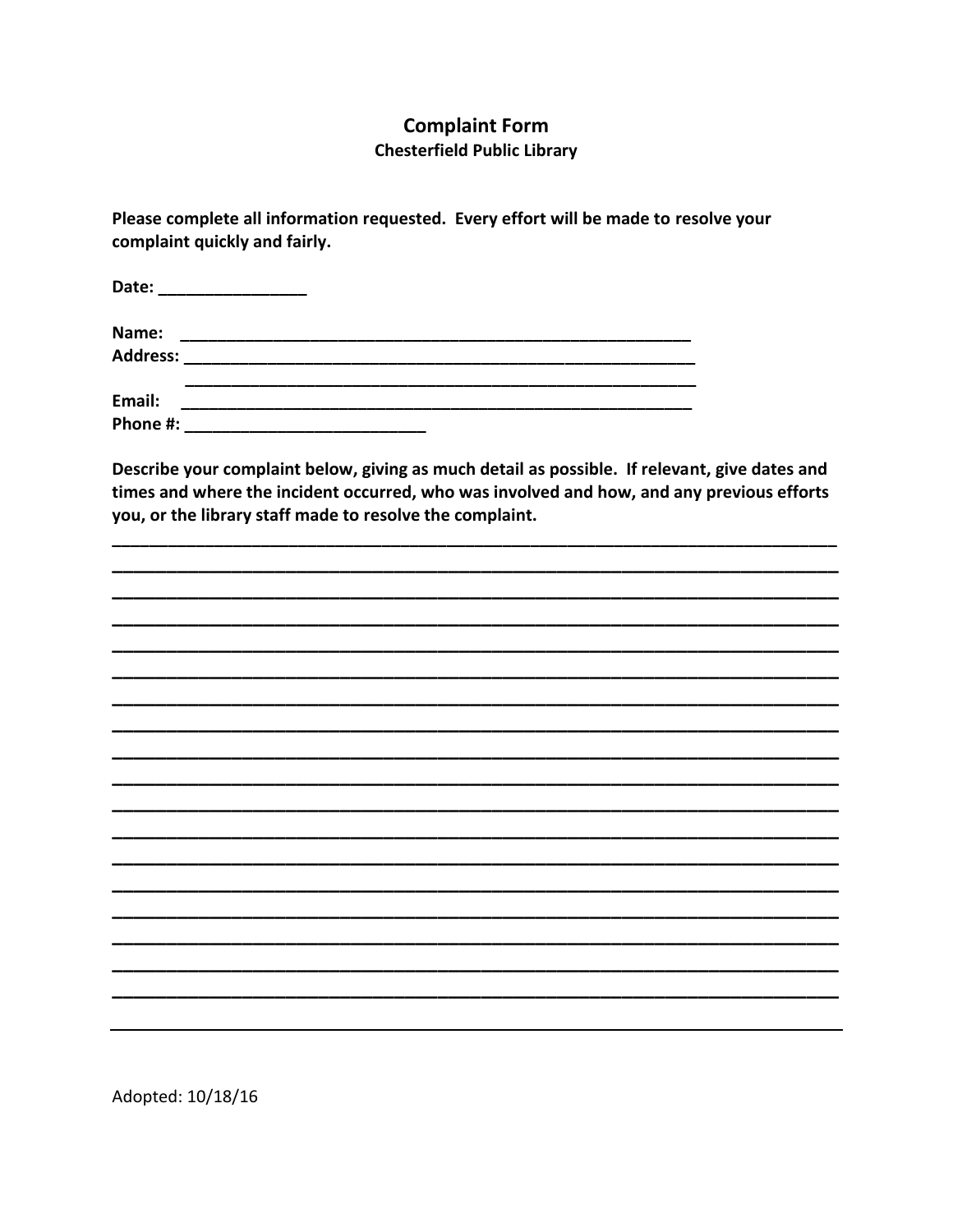# Complaint Form

## Chesterfield Public Library

**Please complete all information requested. Every effort will be made to resolve your complaint quickly and fairly.**

**Date:** ________________

**Name:** ___________________________________________________________

**Address:** ___________________________________________________________

___________________________________________________________

**Email:** ___________________________________________________________

**Phone #:** __________________________

**Describe your complaint below, giving as much detail as possible. If relevant, give dates and times and where the incident occurred, who was involved and how, and any previous efforts you, or the library staff made to resolve the complaint.**

_______________________________________________________________________________

_______________________________________________________________________________

_______________________________________________________________________________

_______________________________________________________________________________

_______________________________________________________________________________

_______________________________________________________________________________

_______________________________________________________________________________

_______________________________________________________________________________

_______________________________________________________________________________

_______________________________________________________________________________

_______________________________________________________________________________

_______________________________________________________________________________

_______________________________________________________________________________

_______________________________________________________________________________

_______________________________________________________________________________

_______________________________________________________________________________

_______________________________________________________________________________

_______________________________________________________________________________

_______________________________________________________________________________

Adopted: 10/18/16